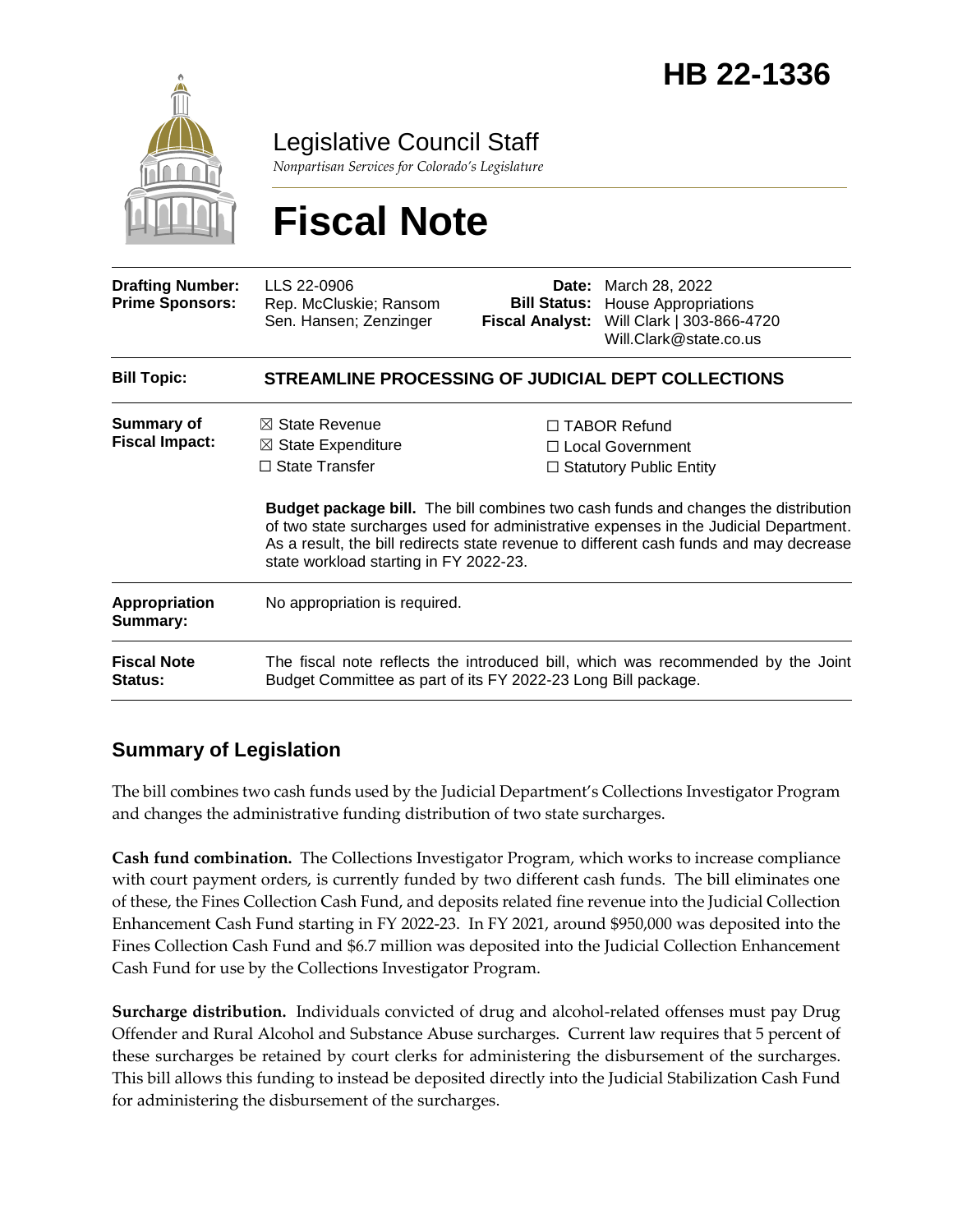# HB 22-1336

Legislative Council Staff

*Nonpartisan Services for Colorado's Legislature*

# Fiscal Note

| | | | |
|---|---|---|---|
| **Drafting Number:** | LLS 22-0906 | **Date:** | March 28, 2022 |
| **Prime Sponsors:** | Rep. McCluskie; Ransom<br>Sen. Hansen; Zenzinger | **Bill Status:** | House Appropriations |
| | | **Fiscal Analyst:** | Will Clark \| 303-866-4720<br>Will.Clark@state.co.us |

| | |
|---|---|
| **Bill Topic:** | **STREAMLINE PROCESSING OF JUDICIAL DEPT COLLECTIONS** |
| **Summary of Fiscal Impact:** | ☒ State Revenue ☒ State Expenditure ☐ State Transfer ☐ TABOR Refund ☐ Local Government ☐ Statutory Public Entity<br><br>**Budget package bill.** The bill combines two cash funds and changes the distribution of two state surcharges used for administrative expenses in the Judicial Department. As a result, the bill redirects state revenue to different cash funds and may decrease state workload starting in FY 2022-23. |
| **Appropriation Summary:** | No appropriation is required. |
| **Fiscal Note Status:** | The fiscal note reflects the introduced bill, which was recommended by the Joint Budget Committee as part of its FY 2022-23 Long Bill package. |

## Summary of Legislation

The bill combines two cash funds used by the Judicial Department's Collections Investigator Program and changes the administrative funding distribution of two state surcharges.

**Cash fund combination.** The Collections Investigator Program, which works to increase compliance with court payment orders, is currently funded by two different cash funds. The bill eliminates one of these, the Fines Collection Cash Fund, and deposits related fine revenue into the Judicial Collection Enhancement Cash Fund starting in FY 2022-23. In FY 2021, around $950,000 was deposited into the Fines Collection Cash Fund and $6.7 million was deposited into the Judicial Collection Enhancement Cash Fund for use by the Collections Investigator Program.

**Surcharge distribution.** Individuals convicted of drug and alcohol-related offenses must pay Drug Offender and Rural Alcohol and Substance Abuse surcharges. Current law requires that 5 percent of these surcharges be retained by court clerks for administering the disbursement of the surcharges. This bill allows this funding to instead be deposited directly into the Judicial Stabilization Cash Fund for administering the disbursement of the surcharges.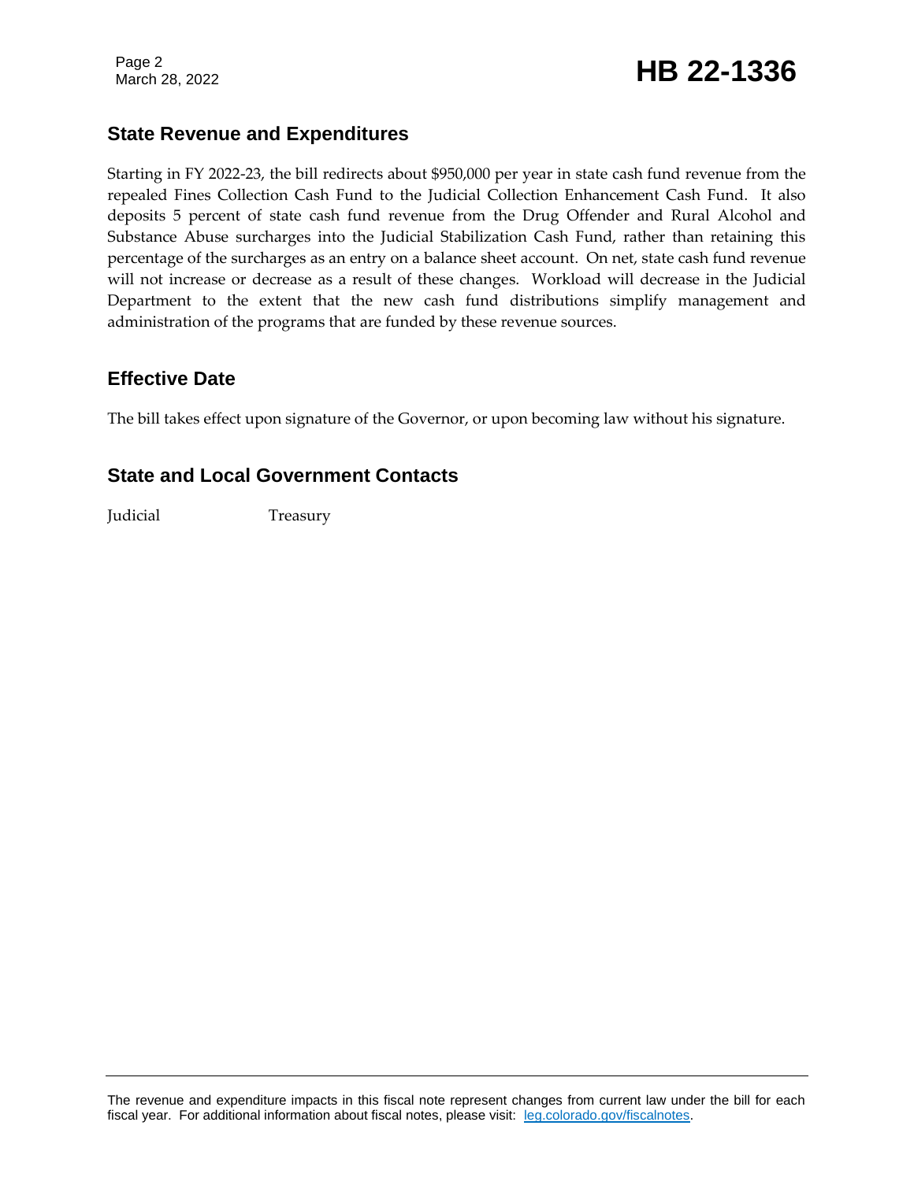## State Revenue and Expenditures

Starting in FY 2022-23, the bill redirects about $950,000 per year in state cash fund revenue from the repealed Fines Collection Cash Fund to the Judicial Collection Enhancement Cash Fund. It also deposits 5 percent of state cash fund revenue from the Drug Offender and Rural Alcohol and Substance Abuse surcharges into the Judicial Stabilization Cash Fund, rather than retaining this percentage of the surcharges as an entry on a balance sheet account. On net, state cash fund revenue will not increase or decrease as a result of these changes. Workload will decrease in the Judicial Department to the extent that the new cash fund distributions simplify management and administration of the programs that are funded by these revenue sources.

## Effective Date

The bill takes effect upon signature of the Governor, or upon becoming law without his signature.

## State and Local Government Contacts

Judicial    Treasury

The revenue and expenditure impacts in this fiscal note represent changes from current law under the bill for each fiscal year. For additional information about fiscal notes, please visit: leg.colorado.gov/fiscalnotes.